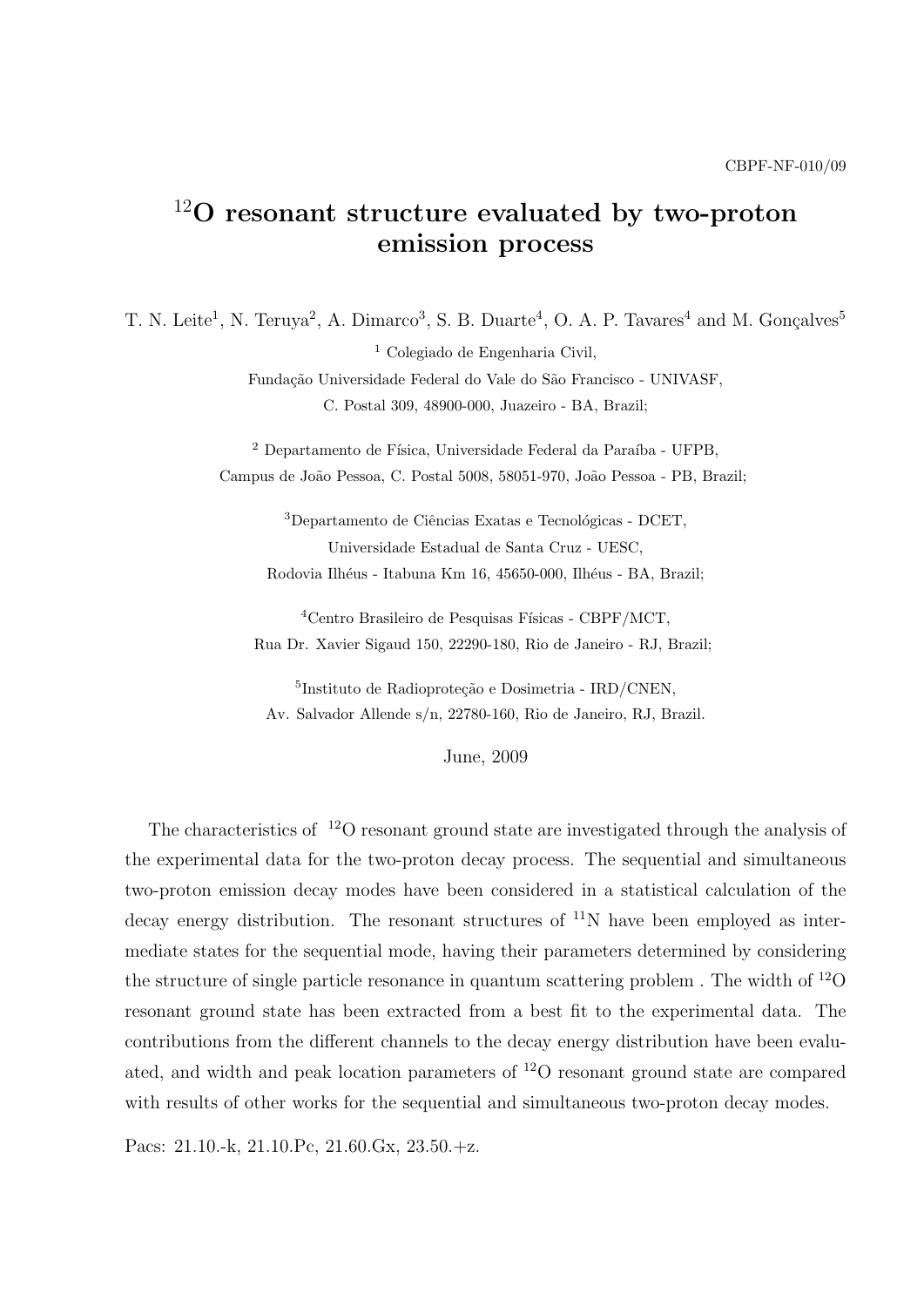CBPF-NF-010/09

# $^{12}$O resonant structure evaluated by two-proton emission process

T. N. Leite[1], N. Teruya[2], A. Dimarco[3], S. B. Duarte[4], O. A. P. Tavares[4] and M. Gonçalves[5]

[1] Colegiado de Engenharia Civil,
Fundação Universidade Federal do Vale do São Francisco - UNIVASF,
C. Postal 309, 48900-000, Juazeiro - BA, Brazil;

[2] Departamento de Física, Universidade Federal da Paraíba - UFPB,
Campus de João Pessoa, C. Postal 5008, 58051-970, João Pessoa - PB, Brazil;

[3]Departamento de Ciências Exatas e Tecnológicas - DCET,
Universidade Estadual de Santa Cruz - UESC,
Rodovia Ilhéus - Itabuna Km 16, 45650-000, Ilhéus - BA, Brazil;

[4]Centro Brasileiro de Pesquisas Físicas - CBPF/MCT,
Rua Dr. Xavier Sigaud 150, 22290-180, Rio de Janeiro - RJ, Brazil;

[5]Instituto de Radioproteção e Dosimetria - IRD/CNEN,
Av. Salvador Allende s/n, 22780-160, Rio de Janeiro, RJ, Brazil.

June, 2009

The characteristics of $^{12}$O resonant ground state are investigated through the analysis of the experimental data for the two-proton decay process. The sequential and simultaneous two-proton emission decay modes have been considered in a statistical calculation of the decay energy distribution. The resonant structures of $^{11}$N have been employed as intermediate states for the sequential mode, having their parameters determined by considering the structure of single particle resonance in quantum scattering problem . The width of $^{12}$O resonant ground state has been extracted from a best fit to the experimental data. The contributions from the different channels to the decay energy distribution have been evaluated, and width and peak location parameters of $^{12}$O resonant ground state are compared with results of other works for the sequential and simultaneous two-proton decay modes.

Pacs: 21.10.-k, 21.10.Pc, 21.60.Gx, 23.50.+z.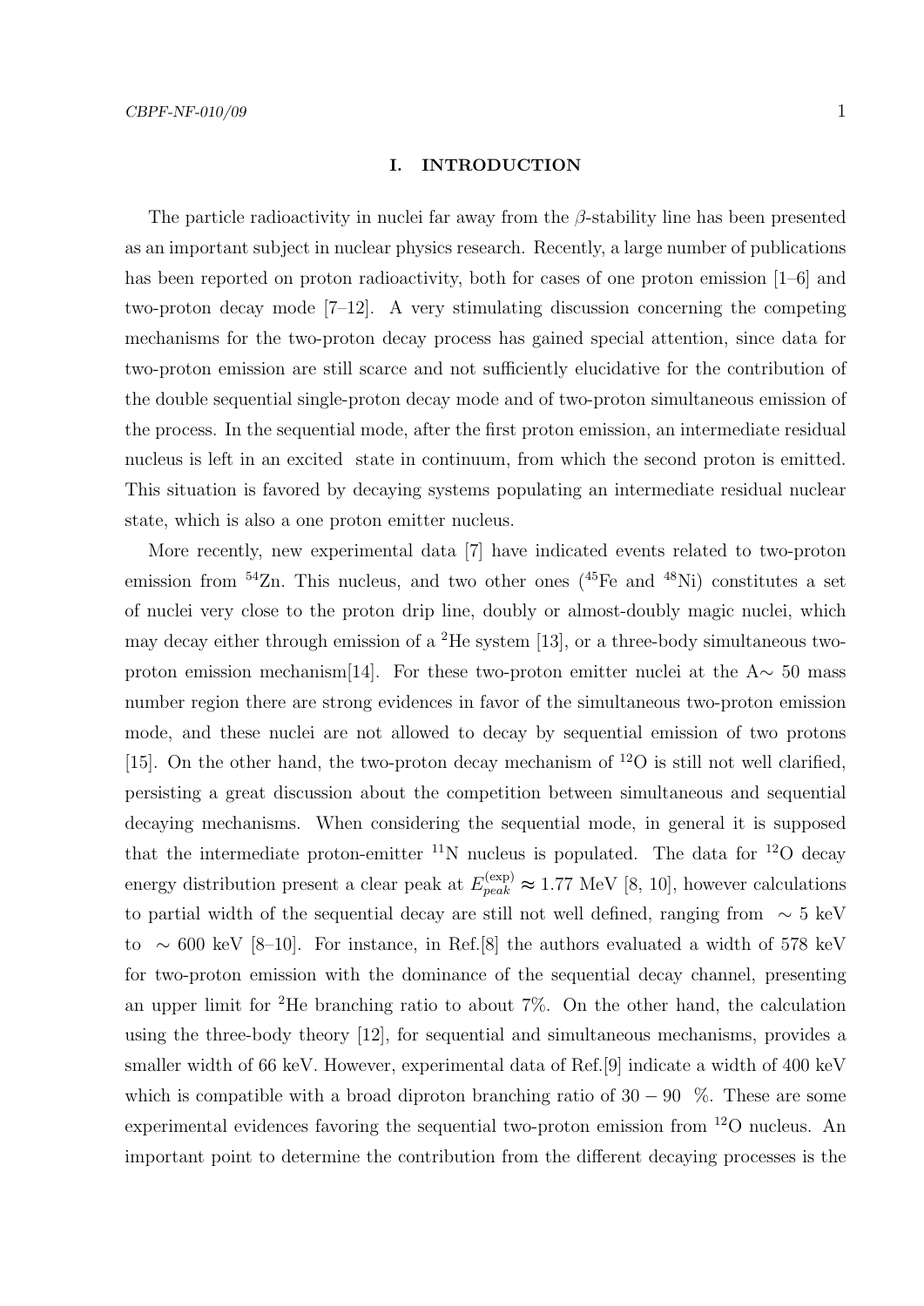## I. INTRODUCTION

The particle radioactivity in nuclei far away from the $\beta$-stability line has been presented as an important subject in nuclear physics research. Recently, a large number of publications has been reported on proton radioactivity, both for cases of one proton emission [1–6] and two-proton decay mode [7–12]. A very stimulating discussion concerning the competing mechanisms for the two-proton decay process has gained special attention, since data for two-proton emission are still scarce and not sufficiently elucidative for the contribution of the double sequential single-proton decay mode and of two-proton simultaneous emission of the process. In the sequential mode, after the first proton emission, an intermediate residual nucleus is left in an excited state in continuum, from which the second proton is emitted. This situation is favored by decaying systems populating an intermediate residual nuclear state, which is also a one proton emitter nucleus.

More recently, new experimental data [7] have indicated events related to two-proton emission from $^{54}$Zn. This nucleus, and two other ones ($^{45}$Fe and $^{48}$Ni) constitutes a set of nuclei very close to the proton drip line, doubly or almost-doubly magic nuclei, which may decay either through emission of a $^{2}$He system [13], or a three-body simultaneous two-proton emission mechanism[14]. For these two-proton emitter nuclei at the A$\sim$ 50 mass number region there are strong evidences in favor of the simultaneous two-proton emission mode, and these nuclei are not allowed to decay by sequential emission of two protons [15]. On the other hand, the two-proton decay mechanism of $^{12}$O is still not well clarified, persisting a great discussion about the competition between simultaneous and sequential decaying mechanisms. When considering the sequential mode, in general it is supposed that the intermediate proton-emitter $^{11}$N nucleus is populated. The data for $^{12}$O decay energy distribution present a clear peak at $E_{peak}^{(\mathrm{exp})} \approx 1.77$ MeV [8, 10], however calculations to partial width of the sequential decay are still not well defined, ranging from $\sim 5$ keV to $\sim 600$ keV [8–10]. For instance, in Ref.[8] the authors evaluated a width of 578 keV for two-proton emission with the dominance of the sequential decay channel, presenting an upper limit for $^{2}$He branching ratio to about 7%. On the other hand, the calculation using the three-body theory [12], for sequential and simultaneous mechanisms, provides a smaller width of 66 keV. However, experimental data of Ref.[9] indicate a width of 400 keV which is compatible with a broad diproton branching ratio of $30 - 90$ %. These are some experimental evidences favoring the sequential two-proton emission from $^{12}$O nucleus. An important point to determine the contribution from the different decaying processes is the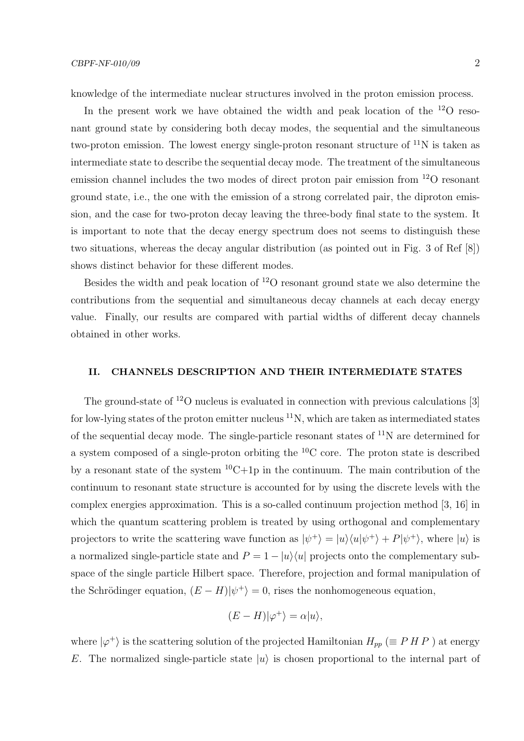knowledge of the intermediate nuclear structures involved in the proton emission process.

In the present work we have obtained the width and peak location of the $^{12}$O resonant ground state by considering both decay modes, the sequential and the simultaneous two-proton emission. The lowest energy single-proton resonant structure of $^{11}$N is taken as intermediate state to describe the sequential decay mode. The treatment of the simultaneous emission channel includes the two modes of direct proton pair emission from $^{12}$O resonant ground state, i.e., the one with the emission of a strong correlated pair, the diproton emission, and the case for two-proton decay leaving the three-body final state to the system. It is important to note that the decay energy spectrum does not seems to distinguish these two situations, whereas the decay angular distribution (as pointed out in Fig. 3 of Ref [8]) shows distinct behavior for these different modes.

Besides the width and peak location of $^{12}$O resonant ground state we also determine the contributions from the sequential and simultaneous decay channels at each decay energy value. Finally, our results are compared with partial widths of different decay channels obtained in other works.

## II. CHANNELS DESCRIPTION AND THEIR INTERMEDIATE STATES

The ground-state of $^{12}$O nucleus is evaluated in connection with previous calculations [3] for low-lying states of the proton emitter nucleus $^{11}$N, which are taken as intermediated states of the sequential decay mode. The single-particle resonant states of $^{11}$N are determined for a system composed of a single-proton orbiting the $^{10}$C core. The proton state is described by a resonant state of the system $^{10}$C+1p in the continuum. The main contribution of the continuum to resonant state structure is accounted for by using the discrete levels with the complex energies approximation. This is a so-called continuum projection method [3, 16] in which the quantum scattering problem is treated by using orthogonal and complementary projectors to write the scattering wave function as $|\psi^+\rangle = |u\rangle\langle u|\psi^+\rangle + P|\psi^+\rangle$, where $|u\rangle$ is a normalized single-particle state and $P = 1 - |u\rangle\langle u|$ projects onto the complementary subspace of the single particle Hilbert space. Therefore, projection and formal manipulation of the Schrödinger equation, $(E - H)|\psi^+\rangle = 0$, rises the nonhomogeneous equation,

$$(E - H)|\varphi^+\rangle = \alpha|u\rangle,$$

where $|\varphi^+\rangle$ is the scattering solution of the projected Hamiltonian $H_{pp}$ ($\equiv P\,H\,P$) at energy $E$. The normalized single-particle state $|u\rangle$ is chosen proportional to the internal part of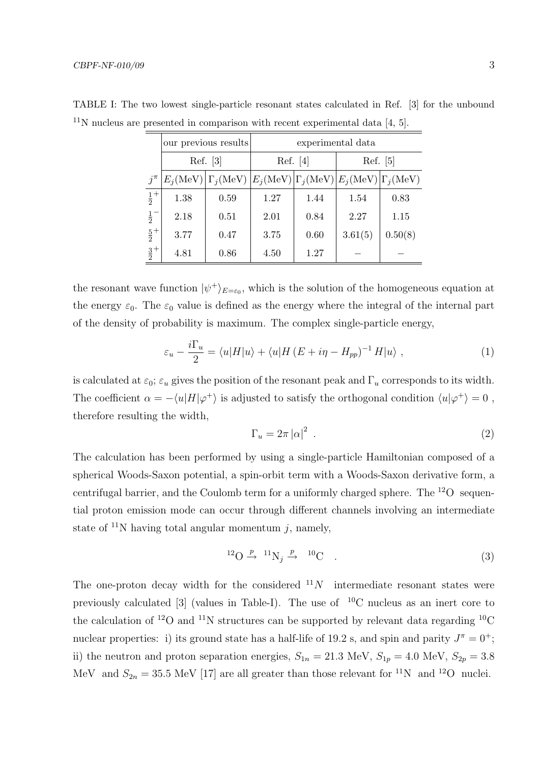TABLE I: The two lowest single-particle resonant states calculated in Ref. [3] for the unbound $^{11}$N nucleus are presented in comparison with recent experimental data [4, 5].

| | our previous results | | experimental data | | | |
|---|---|---|---|---|---|---|
| | Ref. [3] | | Ref. [4] | | Ref. [5] | |
| $j^\pi$ | $E_j$(MeV) | $\Gamma_j$(MeV) | $E_j$(MeV) | $\Gamma_j$(MeV) | $E_j$(MeV) | $\Gamma_j$(MeV) |
| $\frac{1}{2}^+$ | 1.38 | 0.59 | 1.27 | 1.44 | 1.54 | 0.83 |
| $\frac{1}{2}^-$ | 2.18 | 0.51 | 2.01 | 0.84 | 2.27 | 1.15 |
| $\frac{5}{2}^+$ | 3.77 | 0.47 | 3.75 | 0.60 | 3.61(5) | 0.50(8) |
| $\frac{3}{2}^+$ | 4.81 | 0.86 | 4.50 | 1.27 | – | – |

the resonant wave function $|\psi^+\rangle_{E=\varepsilon_0}$, which is the solution of the homogeneous equation at the energy $\varepsilon_0$. The $\varepsilon_0$ value is defined as the energy where the integral of the internal part of the density of probability is maximum. The complex single-particle energy,

$$\varepsilon_u - \frac{i\Gamma_u}{2} = \langle u|H|u\rangle + \langle u|H\left(E + i\eta - H_{pp}\right)^{-1} H|u\rangle \ , \tag{1}$$

is calculated at $\varepsilon_0$; $\varepsilon_u$ gives the position of the resonant peak and $\Gamma_u$ corresponds to its width. The coefficient $\alpha = -\langle u|H|\varphi^+\rangle$ is adjusted to satisfy the orthogonal condition $\langle u|\varphi^+\rangle = 0$ , therefore resulting the width,

$$\Gamma_u = 2\pi \left|\alpha\right|^2 \ . \tag{2}$$

The calculation has been performed by using a single-particle Hamiltonian composed of a spherical Woods-Saxon potential, a spin-orbit term with a Woods-Saxon derivative form, a centrifugal barrier, and the Coulomb term for a uniformly charged sphere. The $^{12}$O sequential proton emission mode can occur through different channels involving an intermediate state of $^{11}$N having total angular momentum $j$, namely,

$$^{12}\mathrm{O} \xrightarrow{p} {}^{11}\mathrm{N}_j \xrightarrow{p} {}^{10}\mathrm{C} \quad . \tag{3}$$

The one-proton decay width for the considered $^{11}N$ intermediate resonant states were previously calculated [3] (values in Table-I). The use of $^{10}$C nucleus as an inert core to the calculation of $^{12}$O and $^{11}$N structures can be supported by relevant data regarding $^{10}$C nuclear properties: i) its ground state has a half-life of 19.2 s, and spin and parity $J^\pi = 0^+$; ii) the neutron and proton separation energies, $S_{1n} = 21.3$ MeV, $S_{1p} = 4.0$ MeV, $S_{2p} = 3.8$ MeV and $S_{2n} = 35.5$ MeV [17] are all greater than those relevant for $^{11}$N and $^{12}$O nuclei.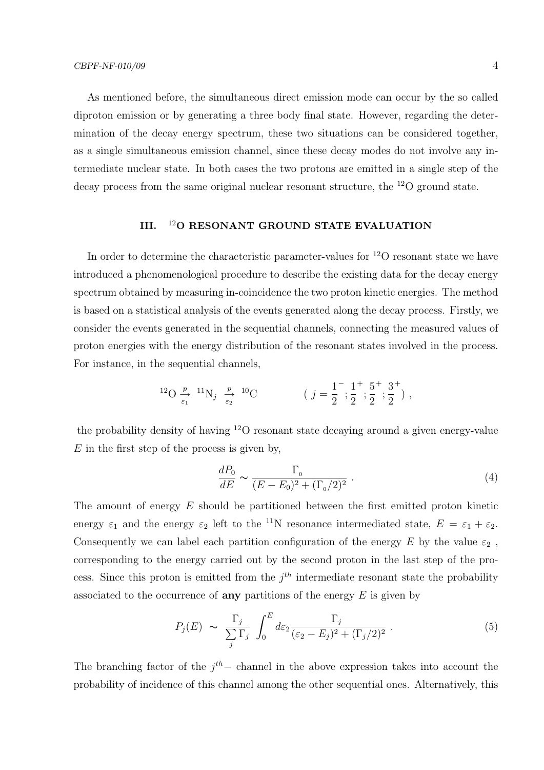As mentioned before, the simultaneous direct emission mode can occur by the so called diproton emission or by generating a three body final state. However, regarding the determination of the decay energy spectrum, these two situations can be considered together, as a single simultaneous emission channel, since these decay modes do not involve any intermediate nuclear state. In both cases the two protons are emitted in a single step of the decay process from the same original nuclear resonant structure, the $^{12}$O ground state.

## III. $^{12}$O RESONANT GROUND STATE EVALUATION

In order to determine the characteristic parameter-values for $^{12}$O resonant state we have introduced a phenomenological procedure to describe the existing data for the decay energy spectrum obtained by measuring in-coincidence the two proton kinetic energies. The method is based on a statistical analysis of the events generated along the decay process. Firstly, we consider the events generated in the sequential channels, connecting the measured values of proton energies with the energy distribution of the resonant states involved in the process. For instance, in the sequential channels,

$$^{12}\mathrm{O} \xrightarrow[\varepsilon_1]{p} {}^{11}\mathrm{N}_j \xrightarrow[\varepsilon_2]{p} {}^{10}\mathrm{C} \qquad\qquad ( \; j = \frac{1}{2}^- ; \frac{1}{2}^+ ; \frac{5}{2}^+ ; \frac{3}{2}^+ \; ) \; ,$$

the probability density of having $^{12}$O resonant state decaying around a given energy-value $E$ in the first step of the process is given by,

$$\frac{dP_0}{dE} \sim \frac{\Gamma_0}{(E - E_0)^2 + (\Gamma_0/2)^2} \; . \tag{4}$$

The amount of energy $E$ should be partitioned between the first emitted proton kinetic energy $\varepsilon_1$ and the energy $\varepsilon_2$ left to the $^{11}$N resonance intermediated state, $E = \varepsilon_1 + \varepsilon_2$. Consequently we can label each partition configuration of the energy $E$ by the value $\varepsilon_2$ , corresponding to the energy carried out by the second proton in the last step of the process. Since this proton is emitted from the $j^{th}$ intermediate resonant state the probability associated to the occurrence of **any** partitions of the energy $E$ is given by

$$P_j(E) \; \sim \; \frac{\Gamma_j}{\sum\limits_j \Gamma_j} \; \int_0^E d\varepsilon_2 \frac{\Gamma_j}{(\varepsilon_2 - E_j)^2 + (\Gamma_j/2)^2} \; . \tag{5}$$

The branching factor of the $j^{th}-$ channel in the above expression takes into account the probability of incidence of this channel among the other sequential ones. Alternatively, this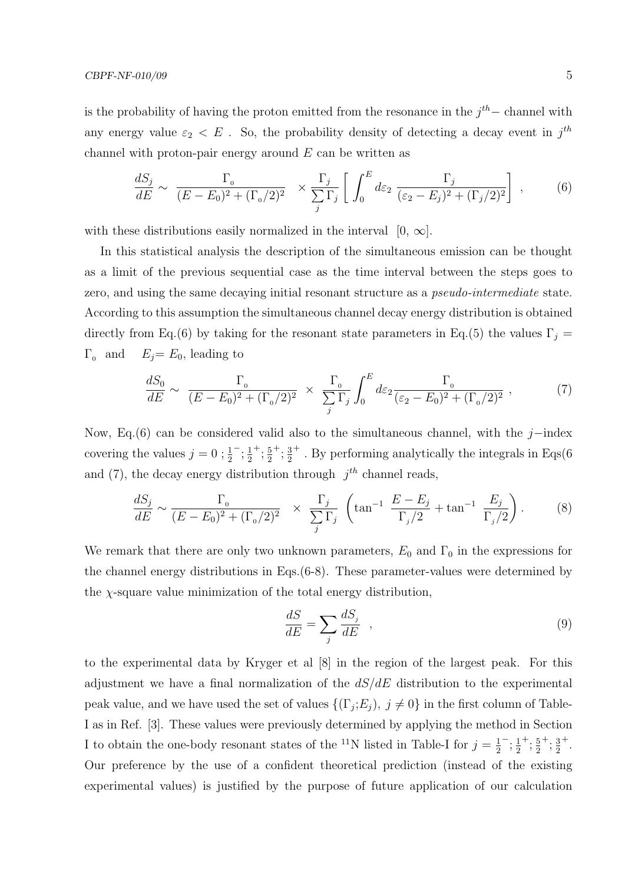is the probability of having the proton emitted from the resonance in the $j^{th}-$ channel with any energy value $\varepsilon_2 < E$ . So, the probability density of detecting a decay event in $j^{th}$ channel with proton-pair energy around $E$ can be written as

$$\frac{dS_j}{dE} \sim \frac{\Gamma_0}{(E-E_0)^2 + (\Gamma_0/2)^2} \times \frac{\Gamma_j}{\sum\limits_j \Gamma_j} \left[ \int_0^E d\varepsilon_2 \, \frac{\Gamma_j}{(\varepsilon_2 - E_j)^2 + (\Gamma_j/2)^2} \right] , \tag{6}$$

with these distributions easily normalized in the interval $[0, \infty]$.

In this statistical analysis the description of the simultaneous emission can be thought as a limit of the previous sequential case as the time interval between the steps goes to zero, and using the same decaying initial resonant structure as a *pseudo-intermediate* state. According to this assumption the simultaneous channel decay energy distribution is obtained directly from Eq.(6) by taking for the resonant state parameters in Eq.(5) the values $\Gamma_j = \Gamma_0$ and $E_j = E_0$, leading to

$$\frac{dS_0}{dE} \sim \frac{\Gamma_0}{(E-E_0)^2 + (\Gamma_0/2)^2} \times \frac{\Gamma_0}{\sum\limits_j \Gamma_j} \int_0^E d\varepsilon_2 \frac{\Gamma_0}{(\varepsilon_2 - E_0)^2 + (\Gamma_0/2)^2} , \tag{7}$$

Now, Eq.(6) can be considered valid also to the simultaneous channel, with the $j-$index covering the values $j = 0\,; \frac{1}{2}^-; \frac{1}{2}^+; \frac{5}{2}^+; \frac{3}{2}^+$ . By performing analytically the integrals in Eqs(6 and (7), the decay energy distribution through $j^{th}$ channel reads,

$$\frac{dS_j}{dE} \sim \frac{\Gamma_0}{(E-E_0)^2 + (\Gamma_0/2)^2} \times \frac{\Gamma_j}{\sum\limits_j \Gamma_j} \left( \tan^{-1} \frac{E - E_j}{\Gamma_j/2} + \tan^{-1} \frac{E_j}{\Gamma_j/2} \right) . \tag{8}$$

We remark that there are only two unknown parameters, $E_0$ and $\Gamma_0$ in the expressions for the channel energy distributions in Eqs.(6-8). These parameter-values were determined by the $\chi$-square value minimization of the total energy distribution,

$$\frac{dS}{dE} = \sum_j \frac{dS_j}{dE} , \tag{9}$$

to the experimental data by Kryger et al [8] in the region of the largest peak. For this adjustment we have a final normalization of the $dS/dE$ distribution to the experimental peak value, and we have used the set of values $\{(\Gamma_j;E_j),\ j \neq 0\}$ in the first column of Table-I as in Ref. [3]. These values were previously determined by applying the method in Section I to obtain the one-body resonant states of the $^{11}$N listed in Table-I for $j = \frac{1}{2}^-; \frac{1}{2}^+; \frac{5}{2}^+; \frac{3}{2}^+$. Our preference by the use of a confident theoretical prediction (instead of the existing experimental values) is justified by the purpose of future application of our calculation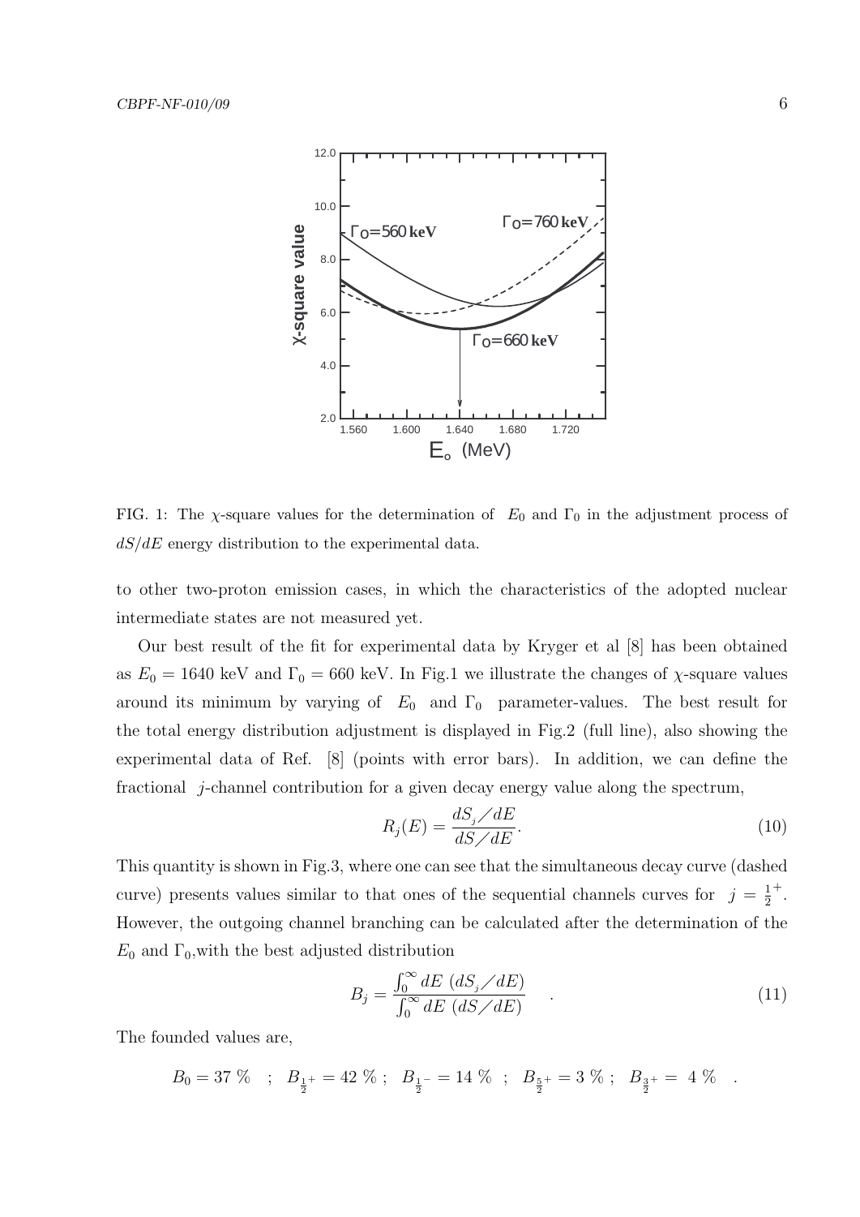FIG. 1: The $\chi$-square values for the determination of $E_0$ and $\Gamma_0$ in the adjustment process of $dS/dE$ energy distribution to the experimental data.

to other two-proton emission cases, in which the characteristics of the adopted nuclear intermediate states are not measured yet.

Our best result of the fit for experimental data by Kryger et al [8] has been obtained as $E_0 = 1640$ keV and $\Gamma_0 = 660$ keV. In Fig.1 we illustrate the changes of $\chi$-square values around its minimum by varying of $E_0$ and $\Gamma_0$ parameter-values. The best result for the total energy distribution adjustment is displayed in Fig.2 (full line), also showing the experimental data of Ref. [8] (points with error bars). In addition, we can define the fractional $j$-channel contribution for a given decay energy value along the spectrum,

$$R_j(E) = \frac{dS_j/dE}{dS/dE}. \tag{10}$$

This quantity is shown in Fig.3, where one can see that the simultaneous decay curve (dashed curve) presents values similar to that ones of the sequential channels curves for $j = \frac{1}{2}^+$. However, the outgoing channel branching can be calculated after the determination of the $E_0$ and $\Gamma_0$,with the best adjusted distribution

$$B_j = \frac{\int_0^\infty dE\ (dS_j/dE)}{\int_0^\infty dE\ (dS/dE)} \quad . \tag{11}$$

The founded values are,

$$B_0 = 37\ \% \quad ; \quad B_{\frac{1}{2}^+} = 42\ \%\ ; \quad B_{\frac{1}{2}^-} = 14\ \% \quad ; \quad B_{\frac{5}{2}^+} = 3\ \%\ ; \quad B_{\frac{3}{2}^+} = \ 4\ \% \quad .$$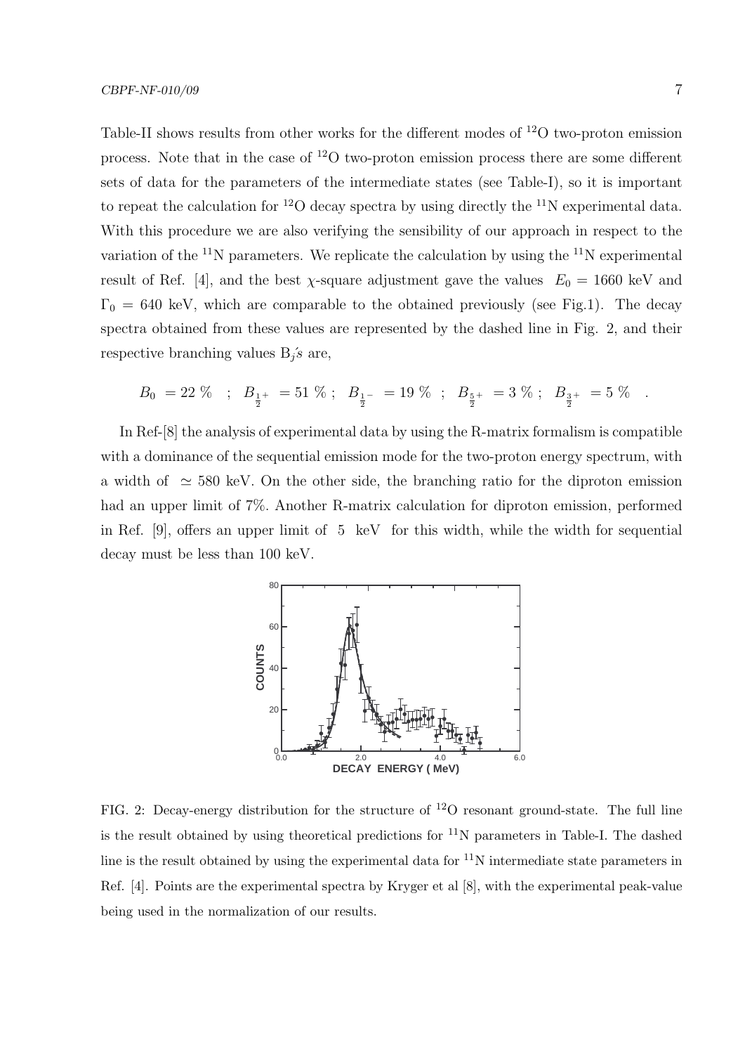Table-II shows results from other works for the different modes of $^{12}$O two-proton emission process. Note that in the case of $^{12}$O two-proton emission process there are some different sets of data for the parameters of the intermediate states (see Table-I), so it is important to repeat the calculation for $^{12}$O decay spectra by using directly the $^{11}$N experimental data. With this procedure we are also verifying the sensibility of our approach in respect to the variation of the $^{11}$N parameters. We replicate the calculation by using the $^{11}$N experimental result of Ref. [4], and the best $\chi$-square adjustment gave the values $E_0 = 1660$ keV and $\Gamma_0 = 640$ keV, which are comparable to the obtained previously (see Fig.1). The decay spectra obtained from these values are represented by the dashed line in Fig. 2, and their respective branching values $B_j$'s are,

$$B_0 = 22\ \% \quad ; \quad B_{\frac{1}{2}^+} = 51\ \%\ ; \quad B_{\frac{1}{2}^-} = 19\ \% \quad ; \quad B_{\frac{5}{2}^+} = 3\ \%\ ; \quad B_{\frac{3}{2}^+} = 5\ \% \quad .$$

In Ref-[8] the analysis of experimental data by using the R-matrix formalism is compatible with a dominance of the sequential emission mode for the two-proton energy spectrum, with a width of $\simeq 580$ keV. On the other side, the branching ratio for the diproton emission had an upper limit of 7%. Another R-matrix calculation for diproton emission, performed in Ref. [9], offers an upper limit of 5 keV for this width, while the width for sequential decay must be less than 100 keV.

FIG. 2: Decay-energy distribution for the structure of $^{12}$O resonant ground-state. The full line is the result obtained by using theoretical predictions for $^{11}$N parameters in Table-I. The dashed line is the result obtained by using the experimental data for $^{11}$N intermediate state parameters in Ref. [4]. Points are the experimental spectra by Kryger et al [8], with the experimental peak-value being used in the normalization of our results.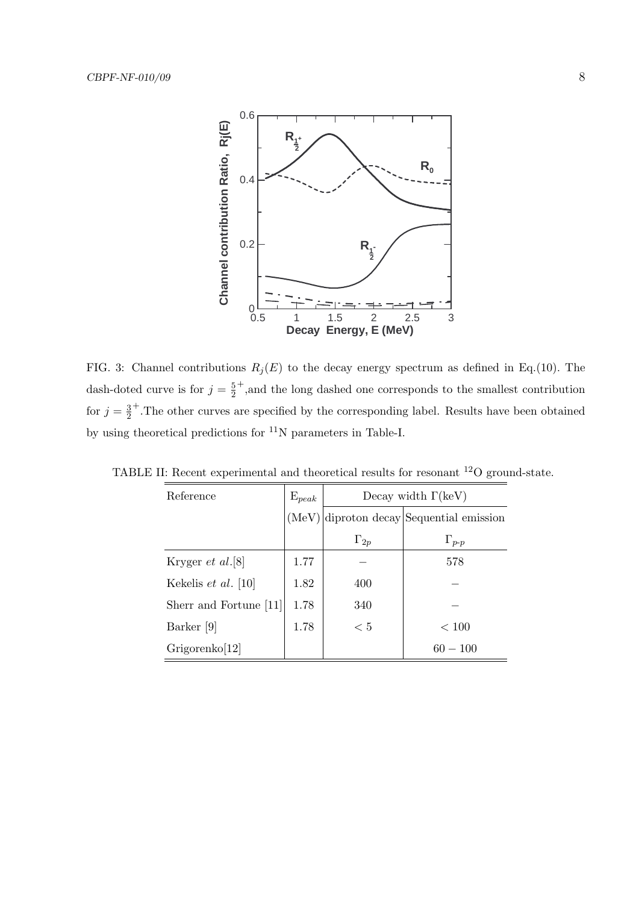FIG. 3: Channel contributions $R_j(E)$ to the decay energy spectrum as defined in Eq.(10). The dash-doted curve is for $j = \frac{5}{2}^+$,and the long dashed one corresponds to the smallest contribution for $j = \frac{3}{2}^+$.The other curves are specified by the corresponding label. Results have been obtained by using theoretical predictions for $^{11}$N parameters in Table-I.

TABLE II: Recent experimental and theoretical results for resonant $^{12}$O ground-state.

| Reference | $E_{peak}$ | Decay width $\Gamma$(keV) | |
|---|---|---|---|
| | (MeV) | diproton decay | Sequential emission |
| | | $\Gamma_{2p}$ | $\Gamma_{p\text{-}p}$ |
| Kryger *et al.*[8] | 1.77 | – | 578 |
| Kekelis *et al.* [10] | 1.82 | 400 | – |
| Sherr and Fortune [11] | 1.78 | 340 | – |
| Barker [9] | 1.78 | $< 5$ | $< 100$ |
| Grigorenko[12] | | | $60 - 100$ |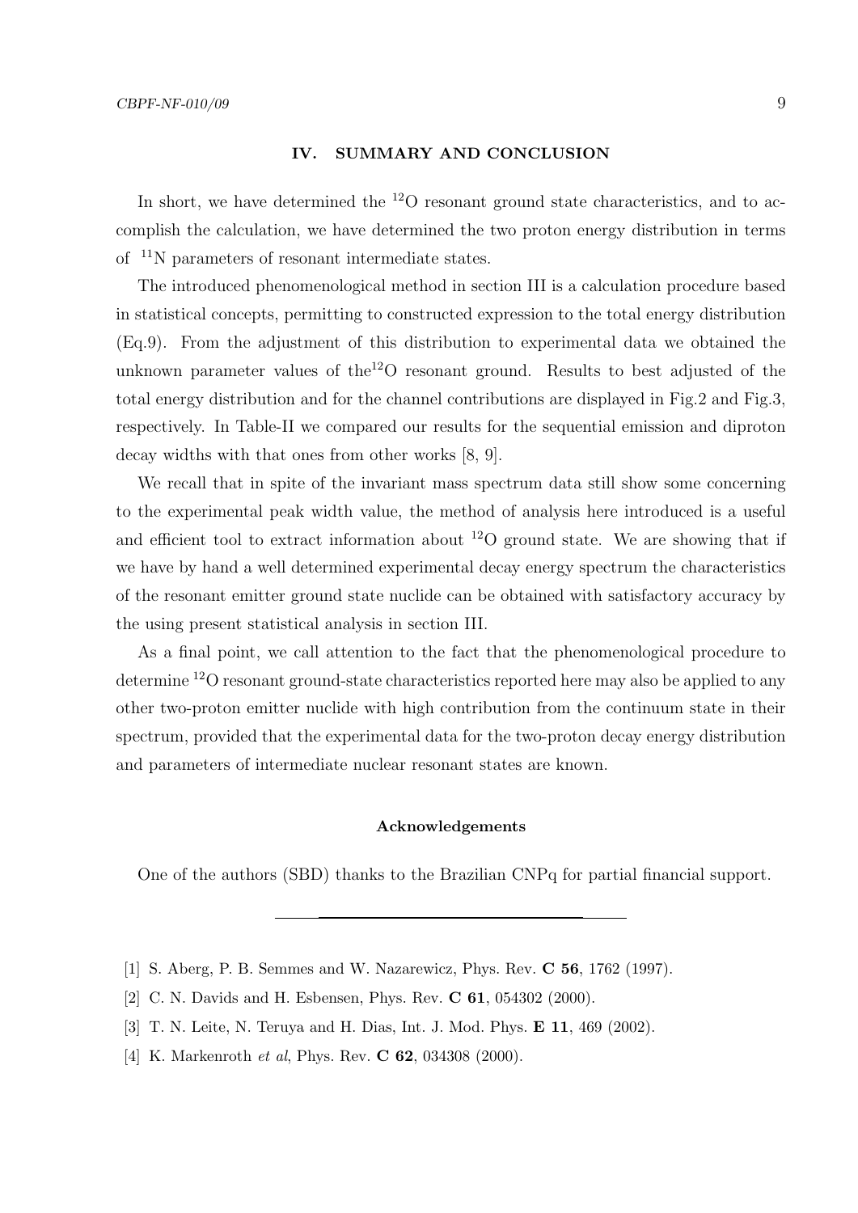## IV. SUMMARY AND CONCLUSION

In short, we have determined the $^{12}$O resonant ground state characteristics, and to accomplish the calculation, we have determined the two proton energy distribution in terms of $^{11}$N parameters of resonant intermediate states.

The introduced phenomenological method in section III is a calculation procedure based in statistical concepts, permitting to constructed expression to the total energy distribution (Eq.9). From the adjustment of this distribution to experimental data we obtained the unknown parameter values of the$^{12}$O resonant ground. Results to best adjusted of the total energy distribution and for the channel contributions are displayed in Fig.2 and Fig.3, respectively. In Table-II we compared our results for the sequential emission and diproton decay widths with that ones from other works [8, 9].

We recall that in spite of the invariant mass spectrum data still show some concerning to the experimental peak width value, the method of analysis here introduced is a useful and efficient tool to extract information about $^{12}$O ground state. We are showing that if we have by hand a well determined experimental decay energy spectrum the characteristics of the resonant emitter ground state nuclide can be obtained with satisfactory accuracy by the using present statistical analysis in section III.

As a final point, we call attention to the fact that the phenomenological procedure to determine $^{12}$O resonant ground-state characteristics reported here may also be applied to any other two-proton emitter nuclide with high contribution from the continuum state in their spectrum, provided that the experimental data for the two-proton decay energy distribution and parameters of intermediate nuclear resonant states are known.

### Acknowledgements

One of the authors (SBD) thanks to the Brazilian CNPq for partial financial support.

---

[1] S. Aberg, P. B. Semmes and W. Nazarewicz, Phys. Rev. **C 56**, 1762 (1997).

[2] C. N. Davids and H. Esbensen, Phys. Rev. **C 61**, 054302 (2000).

[3] T. N. Leite, N. Teruya and H. Dias, Int. J. Mod. Phys. **E 11**, 469 (2002).

[4] K. Markenroth *et al*, Phys. Rev. **C 62**, 034308 (2000).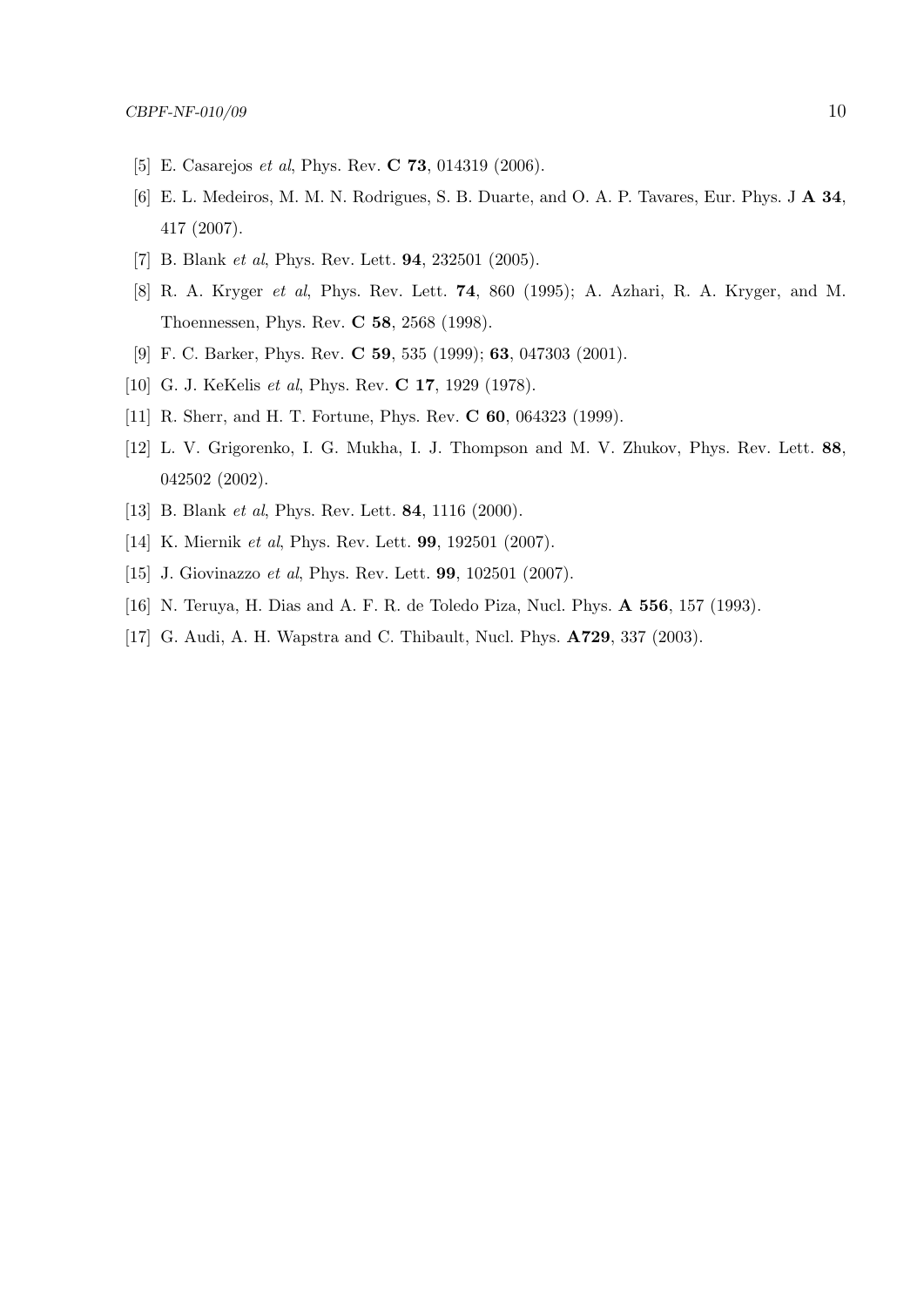[5] E. Casarejos *et al*, Phys. Rev. **C 73**, 014319 (2006).

[6] E. L. Medeiros, M. M. N. Rodrigues, S. B. Duarte, and O. A. P. Tavares, Eur. Phys. J **A 34**, 417 (2007).

[7] B. Blank *et al*, Phys. Rev. Lett. **94**, 232501 (2005).

[8] R. A. Kryger *et al*, Phys. Rev. Lett. **74**, 860 (1995); A. Azhari, R. A. Kryger, and M. Thoennessen, Phys. Rev. **C 58**, 2568 (1998).

[9] F. C. Barker, Phys. Rev. **C 59**, 535 (1999); **63**, 047303 (2001).

[10] G. J. KeKelis *et al*, Phys. Rev. **C 17**, 1929 (1978).

[11] R. Sherr, and H. T. Fortune, Phys. Rev. **C 60**, 064323 (1999).

[12] L. V. Grigorenko, I. G. Mukha, I. J. Thompson and M. V. Zhukov, Phys. Rev. Lett. **88**, 042502 (2002).

[13] B. Blank *et al*, Phys. Rev. Lett. **84**, 1116 (2000).

[14] K. Miernik *et al*, Phys. Rev. Lett. **99**, 192501 (2007).

[15] J. Giovinazzo *et al*, Phys. Rev. Lett. **99**, 102501 (2007).

[16] N. Teruya, H. Dias and A. F. R. de Toledo Piza, Nucl. Phys. **A 556**, 157 (1993).

[17] G. Audi, A. H. Wapstra and C. Thibault, Nucl. Phys. **A729**, 337 (2003).